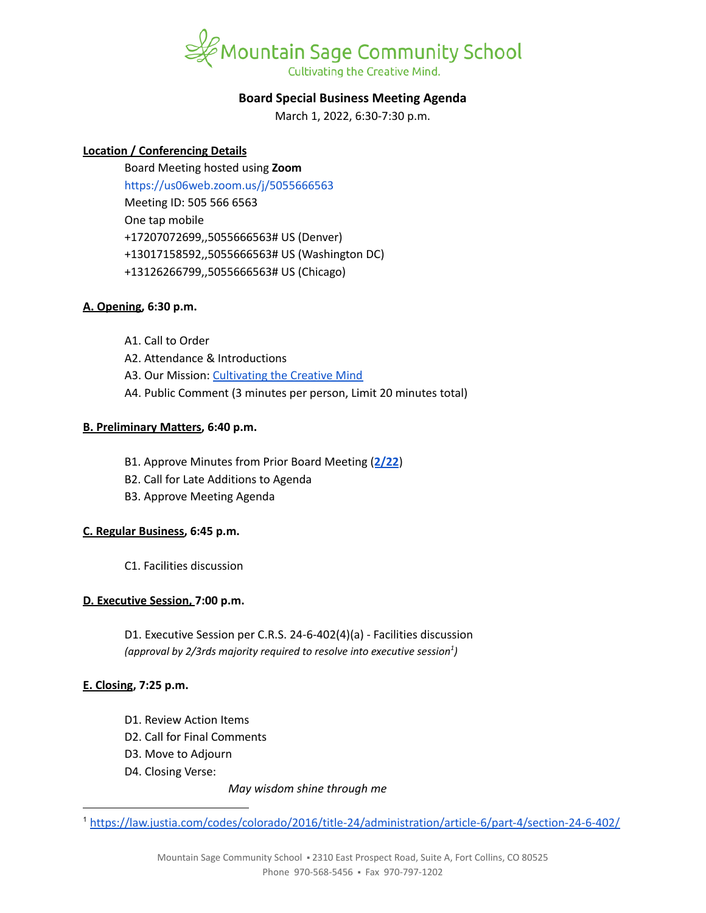Mountain Sage Community School

Cultivating the Creative Mind.

# Board Special Business Meeting Agenda

March 1, 2022, 6:30-7:30 p.m.

**Location / Conferencing Details**

Board Meeting hosted using **Zoom**
https://us06web.zoom.us/j/5055666563
Meeting ID: 505 566 6563
One tap mobile
+17207072699,,5055666563# US (Denver)
+13017158592,,5055666563# US (Washington DC)
+13126266799,,5055666563# US (Chicago)

**A. Opening, 6:30 p.m.**

A1. Call to Order
A2. Attendance & Introductions
A3. Our Mission: Cultivating the Creative Mind
A4. Public Comment (3 minutes per person, Limit 20 minutes total)

**B. Preliminary Matters, 6:40 p.m.**

B1. Approve Minutes from Prior Board Meeting (**2/22**)
B2. Call for Late Additions to Agenda
B3. Approve Meeting Agenda

**C. Regular Business, 6:45 p.m.**

C1. Facilities discussion

**D. Executive Session, 7:00 p.m.**

D1. Executive Session per C.R.S. 24-6-402(4)(a) - Facilities discussion
*(approval by 2/3rds majority required to resolve into executive session[1])*

**E. Closing, 7:25 p.m.**

D1. Review Action Items
D2. Call for Final Comments
D3. Move to Adjourn
D4. Closing Verse:

*May wisdom shine through me*

---

[1] https://law.justia.com/codes/colorado/2016/title-24/administration/article-6/part-4/section-24-6-402/

Mountain Sage Community School ▪ 2310 East Prospect Road, Suite A, Fort Collins, CO 80525
Phone 970-568-5456 ▪ Fax 970-797-1202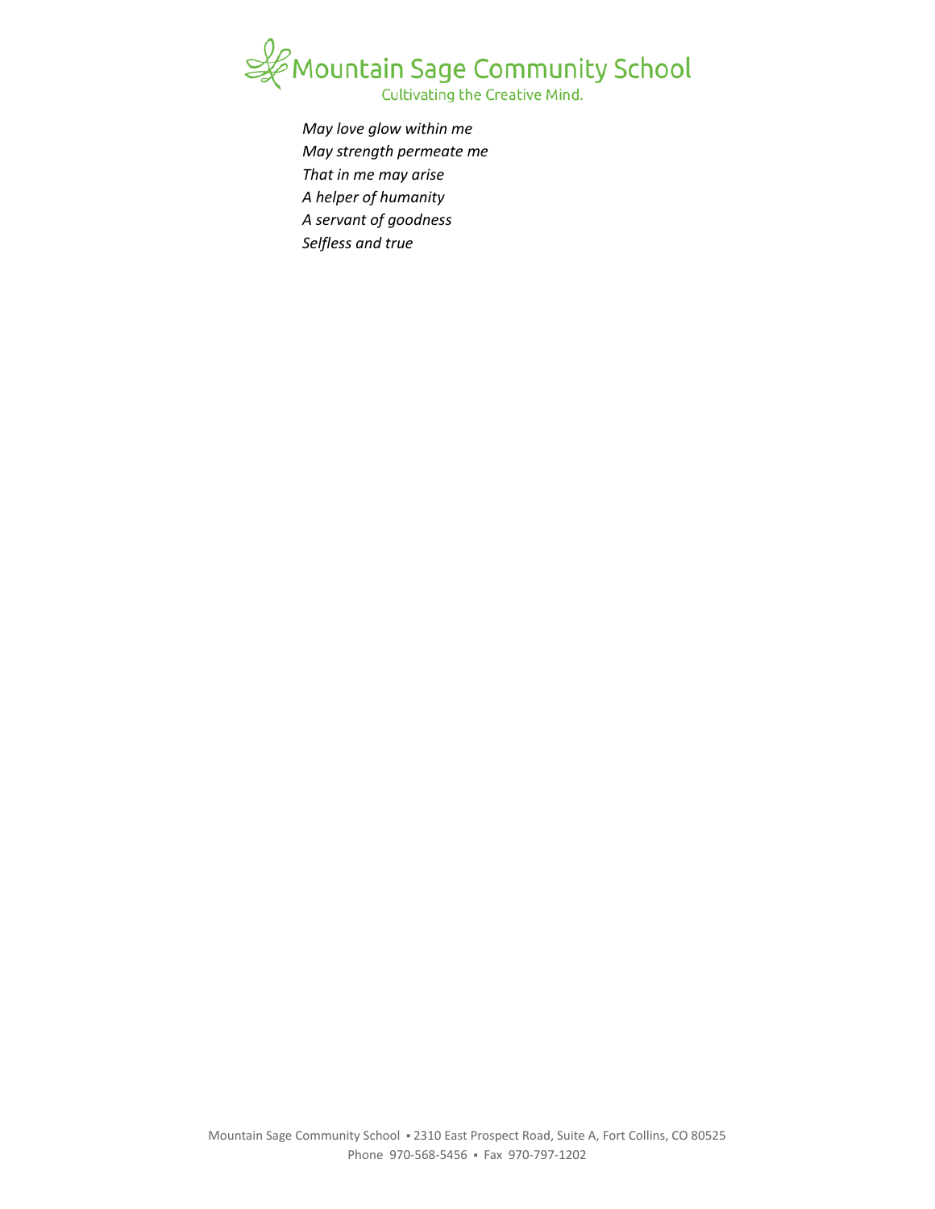*May love glow within me*
*May strength permeate me*
*That in me may arise*
*A helper of humanity*
*A servant of goodness*
*Selfless and true*